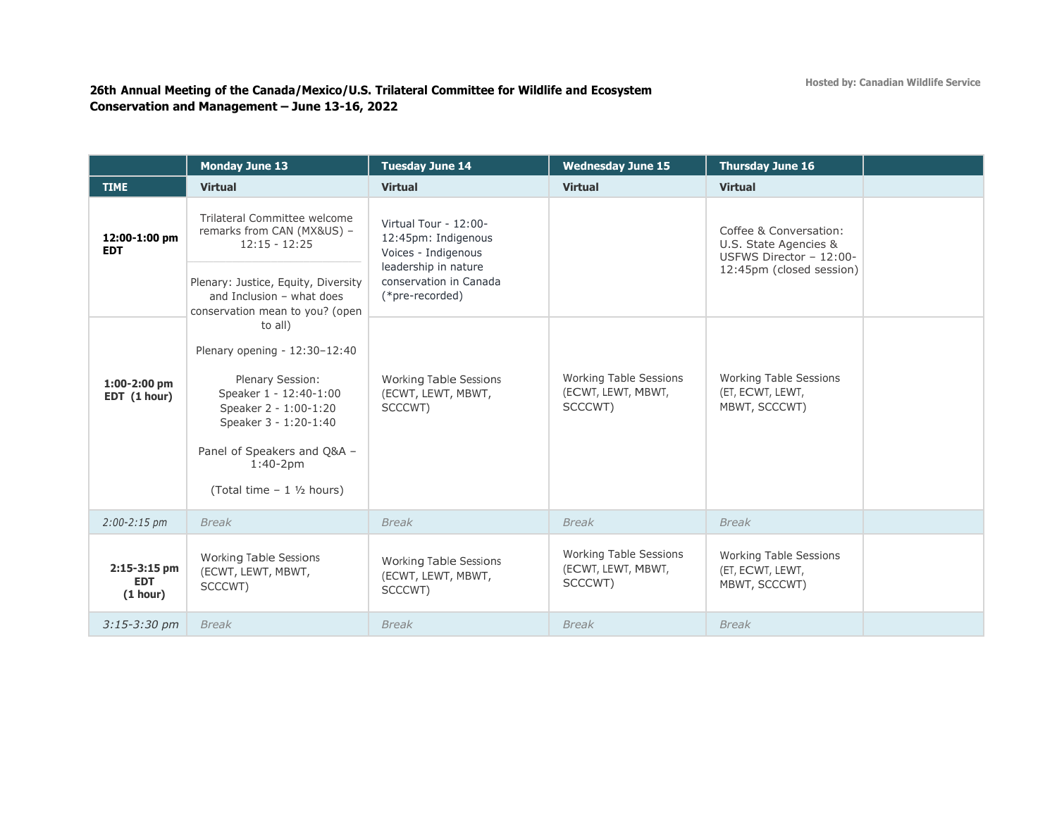**26th Annual Meeting of the Canada/Mexico/U.S. Trilateral Committee for Wildlife and Ecosystem Conservation and Management – June 13-16, 2022**

Hosted by: Canadian Wildlife Service

| | Monday June 13 | Tuesday June 14 | Wednesday June 15 | Thursday June 16 | |
|---|---|---|---|---|---|
| **TIME** | **Virtual** | **Virtual** | **Virtual** | **Virtual** | |
| **12:00-1:00 pm EDT** | Trilateral Committee welcome remarks from CAN (MX&US) – 12:15 - 12:25<br><br>Plenary: Justice, Equity, Diversity and Inclusion – what does conservation mean to you? (open to all)<br><br>Plenary opening - 12:30–12:40 | Virtual Tour - 12:00-12:45pm: Indigenous Voices - Indigenous leadership in nature conservation in Canada (*pre-recorded) | | Coffee & Conversation: U.S. State Agencies & USFWS Director – 12:00-12:45pm (closed session) | |
| **1:00-2:00 pm EDT (1 hour)** | Plenary Session:<br>Speaker 1 - 12:40-1:00<br>Speaker 2 - 1:00-1:20<br>Speaker 3 - 1:20-1:40<br><br>Panel of Speakers and Q&A – 1:40-2pm<br><br>(Total time – 1 ½ hours) | Working Table Sessions (ECWT, LEWT, MBWT, SCCCWT) | Working Table Sessions (ECWT, LEWT, MBWT, SCCCWT) | Working Table Sessions (ET, ECWT, LEWT, MBWT, SCCCWT) | |
| *2:00-2:15 pm* | *Break* | *Break* | *Break* | *Break* | |
| **2:15-3:15 pm EDT (1 hour)** | Working Table Sessions (ECWT, LEWT, MBWT, SCCCWT) | Working Table Sessions (ECWT, LEWT, MBWT, SCCCWT) | Working Table Sessions (ECWT, LEWT, MBWT, SCCCWT) | Working Table Sessions (ET, ECWT, LEWT, MBWT, SCCCWT) | |
| *3:15-3:30 pm* | *Break* | *Break* | *Break* | *Break* | |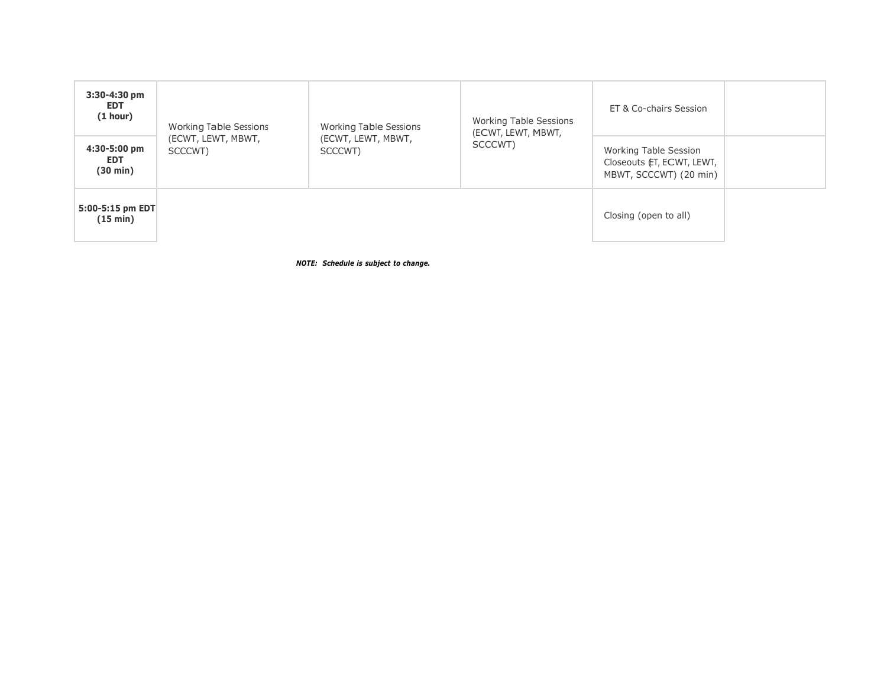| | | | | | |
|---|---|---|---|---|---|
| **3:30-4:30 pm EDT (1 hour)** | Working Table Sessions (ECWT, LEWT, MBWT, SCCCWT) | Working Table Sessions (ECWT, LEWT, MBWT, SCCCWT) | Working Table Sessions (ECWT, LEWT, MBWT, SCCCWT) | ET & Co-chairs Session | |
| **4:30-5:00 pm EDT (30 min)** | | | | Working Table Session Closeouts (ET, ECWT, LEWT, MBWT, SCCCWT) (20 min) | |
| **5:00-5:15 pm EDT (15 min)** | | | | Closing (open to all) | |

***NOTE: Schedule is subject to change.***